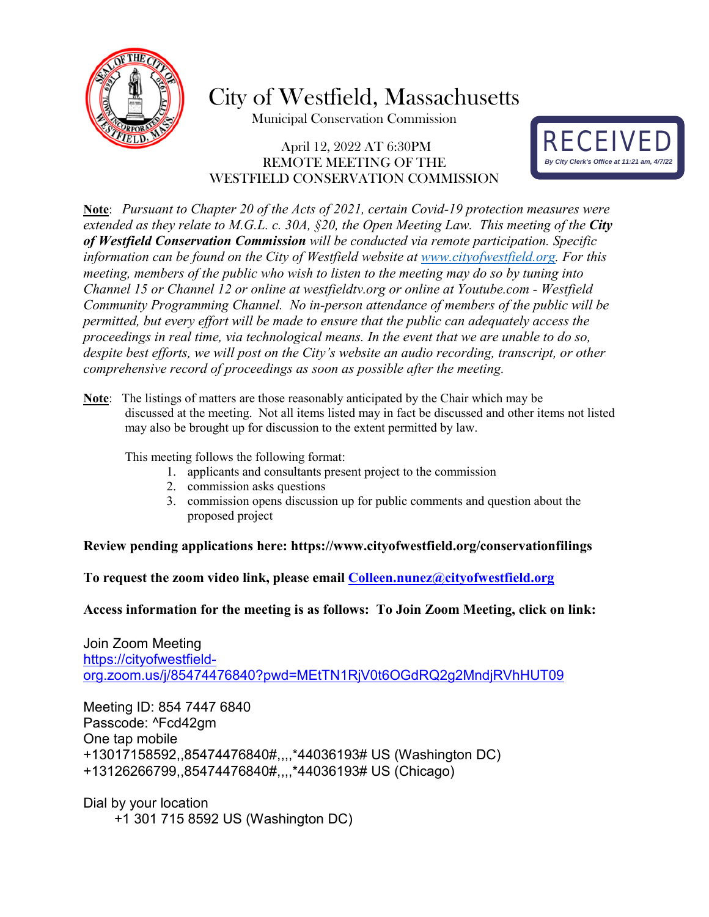# City of Westfield, Massachusetts

Municipal Conservation Commission

April 12, 2022 AT 6:30PM
REMOTE MEETING OF THE
WESTFIELD CONSERVATION COMMISSION

RECEIVED
By City Clerk's Office at 11:21 am, 4/7/22

**Note**: *Pursuant to Chapter 20 of the Acts of 2021, certain Covid-19 protection measures were extended as they relate to M.G.L. c. 30A, §20, the Open Meeting Law. This meeting of the* ***City of Westfield Conservation Commission*** *will be conducted via remote participation. Specific information can be found on the City of Westfield website at [www.cityofwestfield.org](www.cityofwestfield.org). For this meeting, members of the public who wish to listen to the meeting may do so by tuning into Channel 15 or Channel 12 or online at westfieldtv.org or online at Youtube.com - Westfield Community Programming Channel. No in-person attendance of members of the public will be permitted, but every effort will be made to ensure that the public can adequately access the proceedings in real time, via technological means. In the event that we are unable to do so, despite best efforts, we will post on the City's website an audio recording, transcript, or other comprehensive record of proceedings as soon as possible after the meeting.*

**Note**: The listings of matters are those reasonably anticipated by the Chair which may be discussed at the meeting. Not all items listed may in fact be discussed and other items not listed may also be brought up for discussion to the extent permitted by law.

This meeting follows the following format:

1. applicants and consultants present project to the commission
2. commission asks questions
3. commission opens discussion up for public comments and question about the proposed project

**Review pending applications here: https://www.cityofwestfield.org/conservationfilings**

**To request the zoom video link, please email [Colleen.nunez@cityofwestfield.org](mailto:Colleen.nunez@cityofwestfield.org)**

**Access information for the meeting is as follows: To Join Zoom Meeting, click on link:**

Join Zoom Meeting
[https://cityofwestfield-org.zoom.us/j/85474476840?pwd=MEtTN1RjV0t6OGdRQ2g2MndjRVhHUT09](https://cityofwestfield-org.zoom.us/j/85474476840?pwd=MEtTN1RjV0t6OGdRQ2g2MndjRVhHUT09)

Meeting ID: 854 7447 6840
Passcode: ^Fcd42gm
One tap mobile
+13017158592,,85474476840#,,,,*44036193# US (Washington DC)
+13126266799,,85474476840#,,,,*44036193# US (Chicago)

Dial by your location
+1 301 715 8592 US (Washington DC)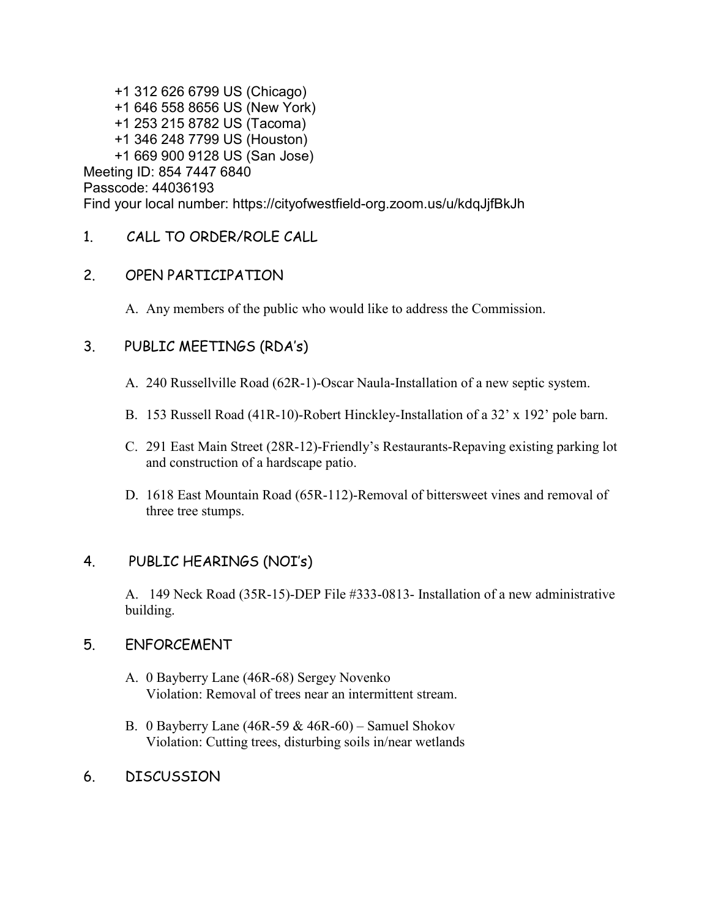+1 312 626 6799 US (Chicago)
+1 646 558 8656 US (New York)
+1 253 215 8782 US (Tacoma)
+1 346 248 7799 US (Houston)
+1 669 900 9128 US (San Jose)

Meeting ID: 854 7447 6840
Passcode: 44036193
Find your local number: https://cityofwestfield-org.zoom.us/u/kdqJjfBkJh

## 1. CALL TO ORDER/ROLE CALL

## 2. OPEN PARTICIPATION

A. Any members of the public who would like to address the Commission.

## 3. PUBLIC MEETINGS (RDA's)

A. 240 Russellville Road (62R-1)-Oscar Naula-Installation of a new septic system.

B. 153 Russell Road (41R-10)-Robert Hinckley-Installation of a 32' x 192' pole barn.

C. 291 East Main Street (28R-12)-Friendly's Restaurants-Repaving existing parking lot and construction of a hardscape patio.

D. 1618 East Mountain Road (65R-112)-Removal of bittersweet vines and removal of three tree stumps.

## 4. PUBLIC HEARINGS (NOI's)

A. 149 Neck Road (35R-15)-DEP File #333-0813- Installation of a new administrative building.

## 5. ENFORCEMENT

A. 0 Bayberry Lane (46R-68) Sergey Novenko
Violation: Removal of trees near an intermittent stream.

B. 0 Bayberry Lane (46R-59 & 46R-60) – Samuel Shokov
Violation: Cutting trees, disturbing soils in/near wetlands

## 6. DISCUSSION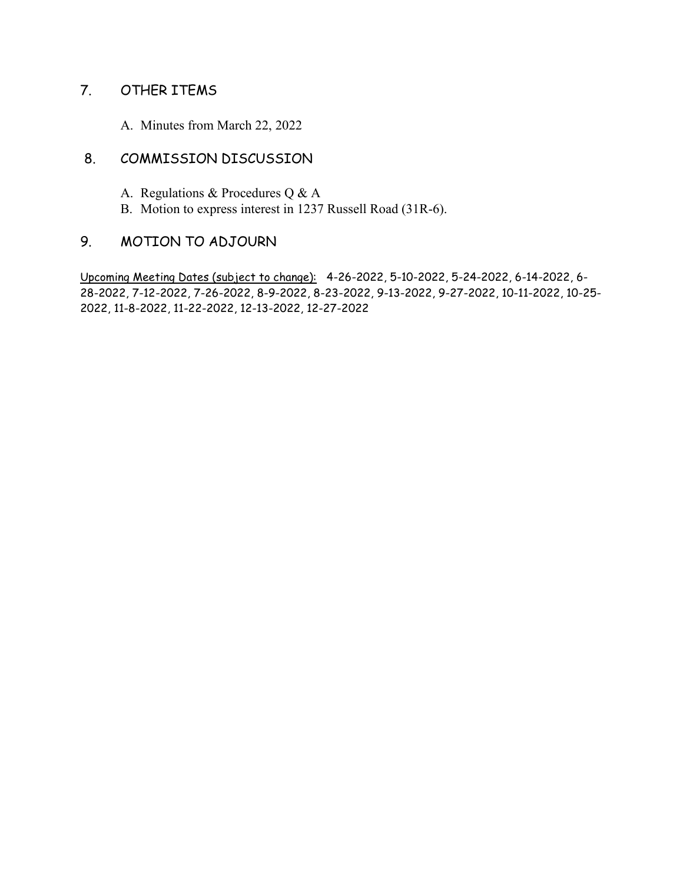## 7. OTHER ITEMS

A. Minutes from March 22, 2022

## 8. COMMISSION DISCUSSION

A. Regulations & Procedures Q & A
B. Motion to express interest in 1237 Russell Road (31R-6).

## 9. MOTION TO ADJOURN

Upcoming Meeting Dates (subject to change): 4-26-2022, 5-10-2022, 5-24-2022, 6-14-2022, 6-28-2022, 7-12-2022, 7-26-2022, 8-9-2022, 8-23-2022, 9-13-2022, 9-27-2022, 10-11-2022, 10-25-2022, 11-8-2022, 11-22-2022, 12-13-2022, 12-27-2022